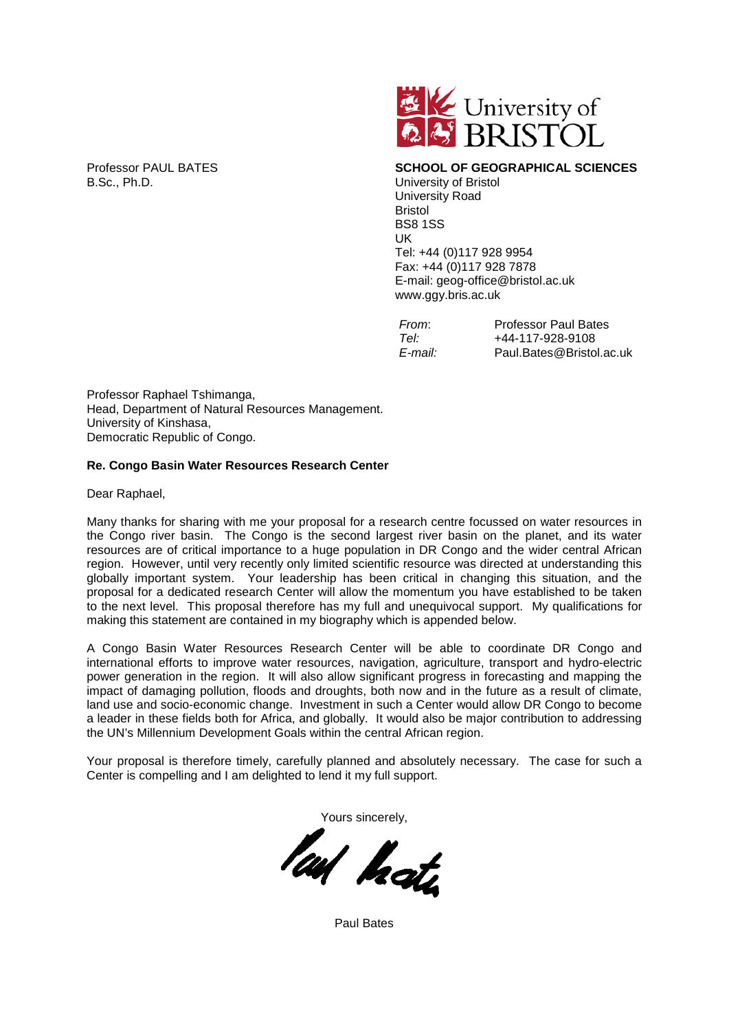University of BRISTOL

Professor PAUL BATES
B.Sc., Ph.D.

**SCHOOL OF GEOGRAPHICAL SCIENCES**
University of Bristol
University Road
Bristol
BS8 1SS
UK
Tel: +44 (0)117 928 9954
Fax: +44 (0)117 928 7878
E-mail: geog-office@bristol.ac.uk
www.ggy.bris.ac.uk

*From*: Professor Paul Bates
*Tel:* +44-117-928-9108
*E-mail:* Paul.Bates@Bristol.ac.uk

Professor Raphael Tshimanga,
Head, Department of Natural Resources Management.
University of Kinshasa,
Democratic Republic of Congo.

**Re. Congo Basin Water Resources Research Center**

Dear Raphael,

Many thanks for sharing with me your proposal for a research centre focussed on water resources in the Congo river basin. The Congo is the second largest river basin on the planet, and its water resources are of critical importance to a huge population in DR Congo and the wider central African region. However, until very recently only limited scientific resource was directed at understanding this globally important system. Your leadership has been critical in changing this situation, and the proposal for a dedicated research Center will allow the momentum you have established to be taken to the next level. This proposal therefore has my full and unequivocal support. My qualifications for making this statement are contained in my biography which is appended below.

A Congo Basin Water Resources Research Center will be able to coordinate DR Congo and international efforts to improve water resources, navigation, agriculture, transport and hydro-electric power generation in the region. It will also allow significant progress in forecasting and mapping the impact of damaging pollution, floods and droughts, both now and in the future as a result of climate, land use and socio-economic change. Investment in such a Center would allow DR Congo to become a leader in these fields both for Africa, and globally. It would also be major contribution to addressing the UN's Millennium Development Goals within the central African region.

Your proposal is therefore timely, carefully planned and absolutely necessary. The case for such a Center is compelling and I am delighted to lend it my full support.

Yours sincerely,

Paul Bates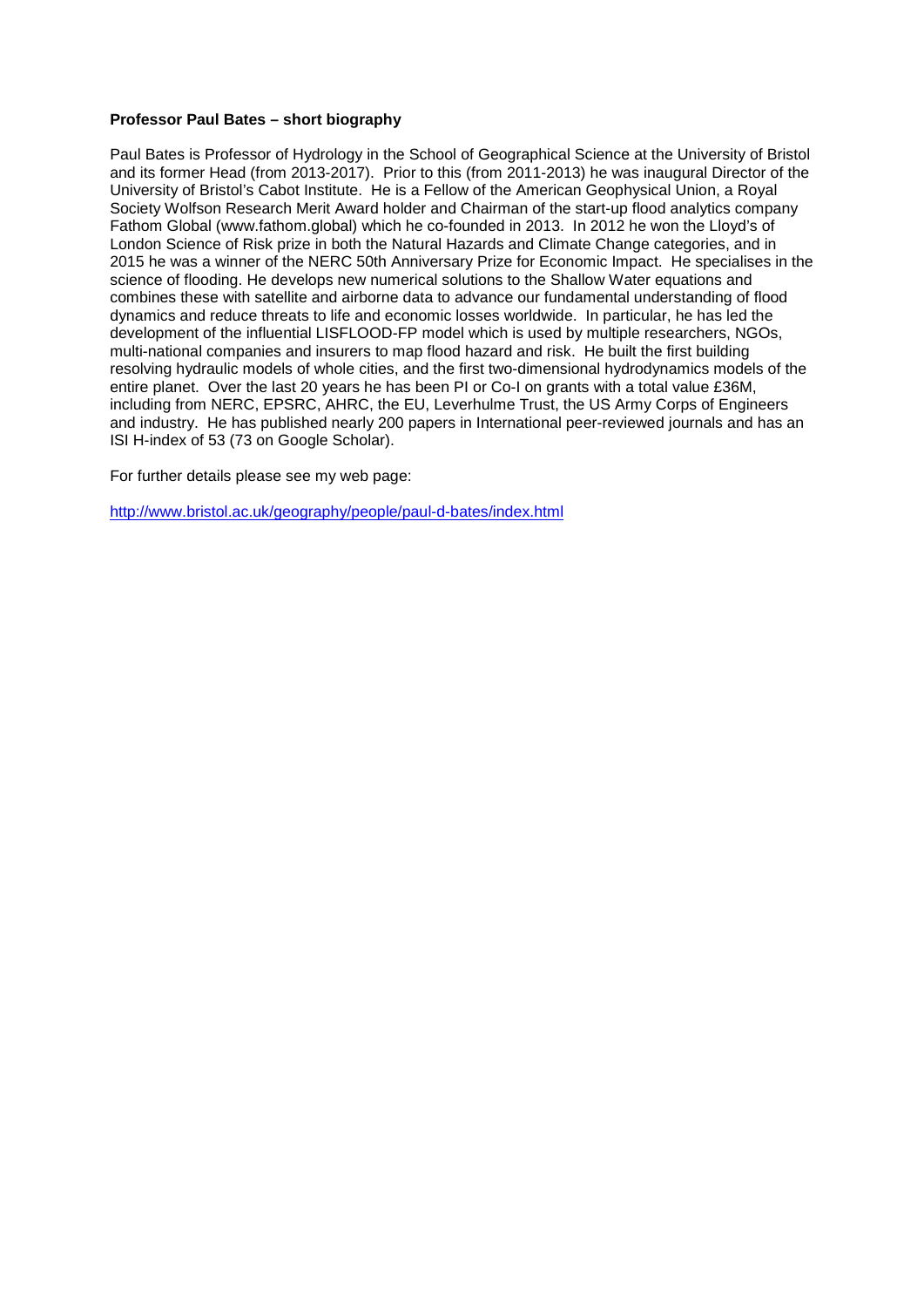**Professor Paul Bates – short biography**

Paul Bates is Professor of Hydrology in the School of Geographical Science at the University of Bristol and its former Head (from 2013-2017). Prior to this (from 2011-2013) he was inaugural Director of the University of Bristol's Cabot Institute. He is a Fellow of the American Geophysical Union, a Royal Society Wolfson Research Merit Award holder and Chairman of the start-up flood analytics company Fathom Global (www.fathom.global) which he co-founded in 2013. In 2012 he won the Lloyd's of London Science of Risk prize in both the Natural Hazards and Climate Change categories, and in 2015 he was a winner of the NERC 50th Anniversary Prize for Economic Impact. He specialises in the science of flooding. He develops new numerical solutions to the Shallow Water equations and combines these with satellite and airborne data to advance our fundamental understanding of flood dynamics and reduce threats to life and economic losses worldwide. In particular, he has led the development of the influential LISFLOOD-FP model which is used by multiple researchers, NGOs, multi-national companies and insurers to map flood hazard and risk. He built the first building resolving hydraulic models of whole cities, and the first two-dimensional hydrodynamics models of the entire planet. Over the last 20 years he has been PI or Co-I on grants with a total value £36M, including from NERC, EPSRC, AHRC, the EU, Leverhulme Trust, the US Army Corps of Engineers and industry. He has published nearly 200 papers in International peer-reviewed journals and has an ISI H-index of 53 (73 on Google Scholar).

For further details please see my web page:

http://www.bristol.ac.uk/geography/people/paul-d-bates/index.html